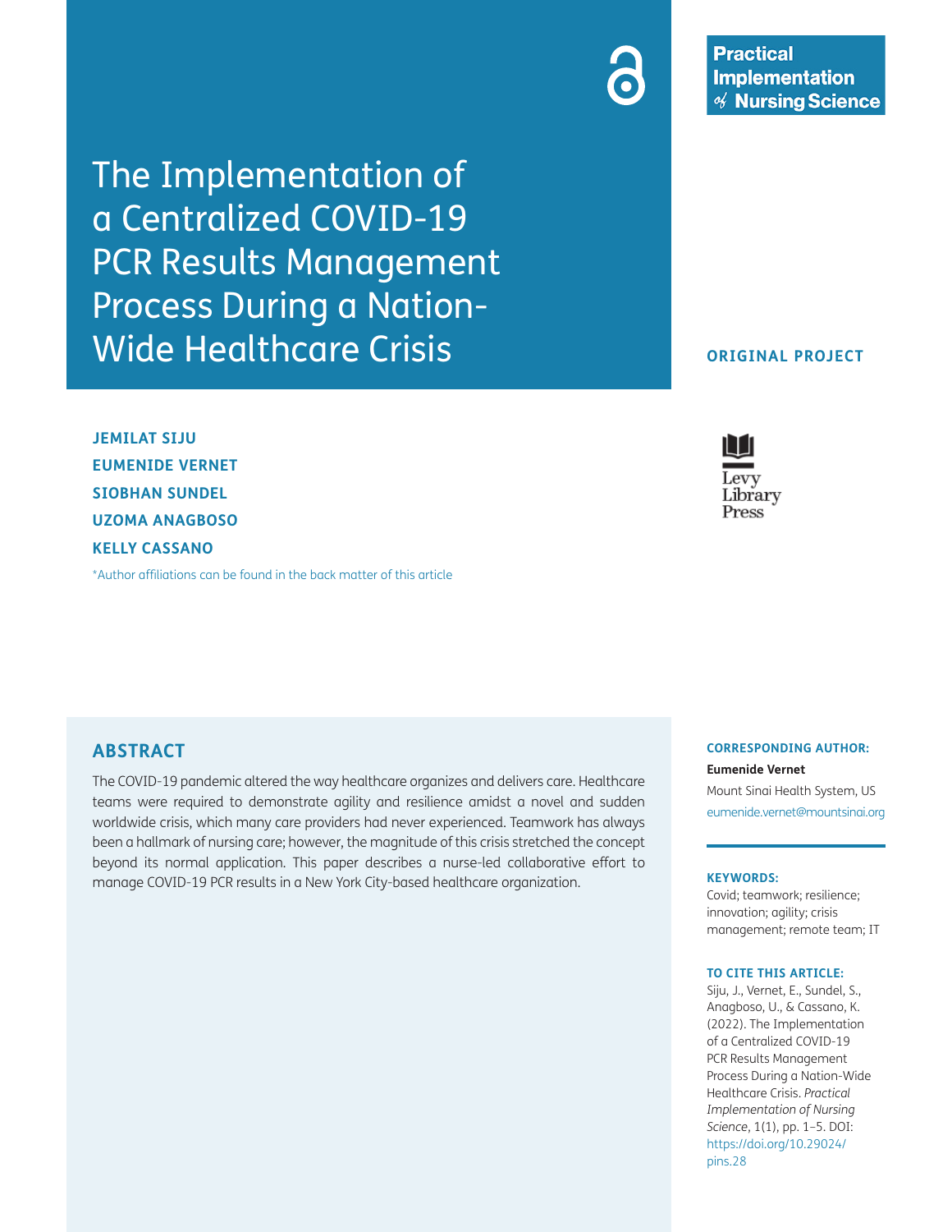Practical Implementation of Nursing Science

# The Implementation of a Centralized COVID-19 PCR Results Management Process During a Nation-Wide Healthcare Crisis

ORIGINAL PROJECT

**JEMILAT SIJU**
**EUMENIDE VERNET**
**SIOBHAN SUNDEL**
**UZOMA ANAGBOSO**
**KELLY CASSANO**

*Author affiliations can be found in the back matter of this article

Levy Library Press

## ABSTRACT

The COVID-19 pandemic altered the way healthcare organizes and delivers care. Healthcare teams were required to demonstrate agility and resilience amidst a novel and sudden worldwide crisis, which many care providers had never experienced. Teamwork has always been a hallmark of nursing care; however, the magnitude of this crisis stretched the concept beyond its normal application. This paper describes a nurse-led collaborative effort to manage COVID-19 PCR results in a New York City-based healthcare organization.

**CORRESPONDING AUTHOR:**

**Eumenide Vernet**

Mount Sinai Health System, US

eumenide.vernet@mountsinai.org

**KEYWORDS:**

Covid; teamwork; resilience; innovation; agility; crisis management; remote team; IT

**TO CITE THIS ARTICLE:**

Siju, J., Vernet, E., Sundel, S., Anagboso, U., & Cassano, K. (2022). The Implementation of a Centralized COVID-19 PCR Results Management Process During a Nation-Wide Healthcare Crisis. *Practical Implementation of Nursing Science*, 1(1), pp. 1–5. DOI: https://doi.org/10.29024/pins.28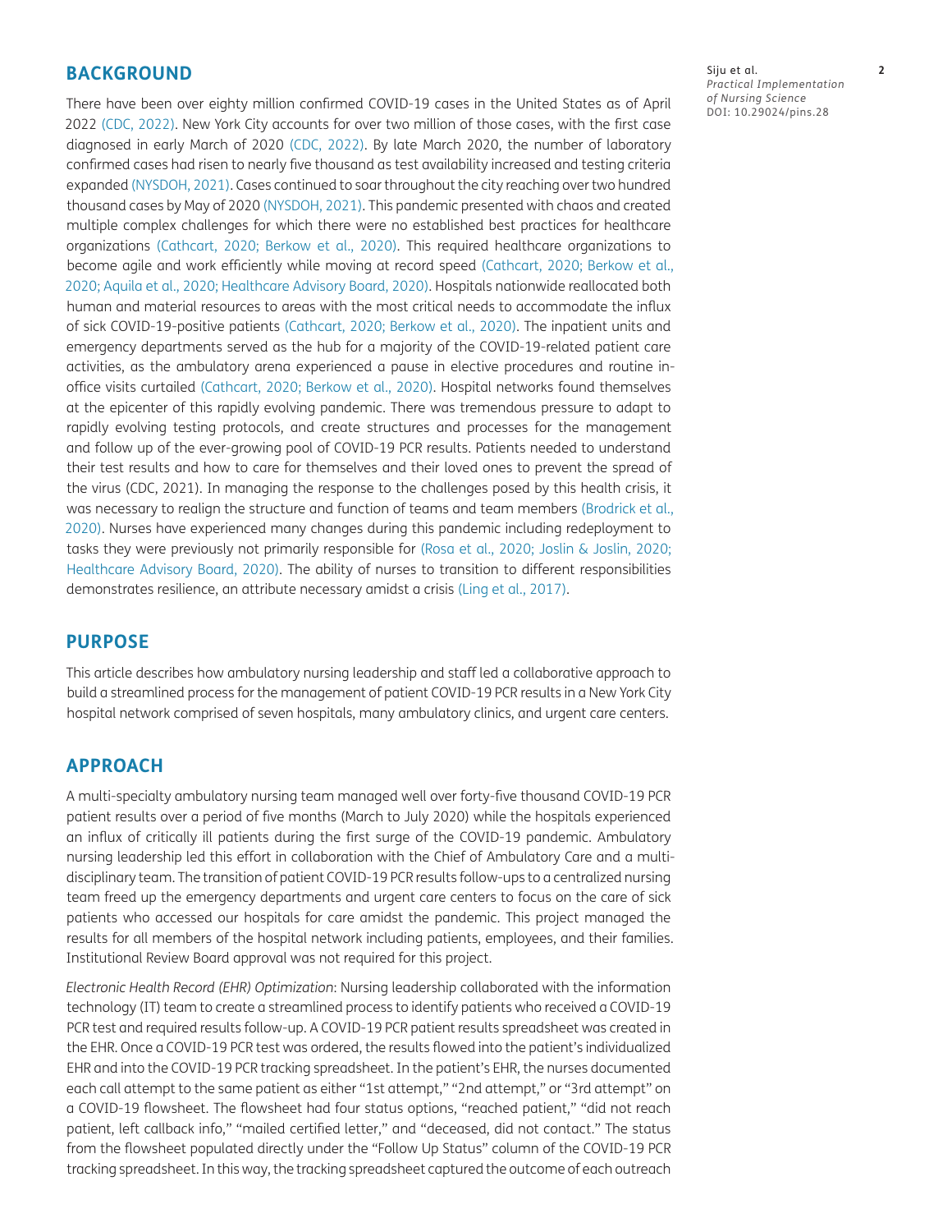## BACKGROUND

There have been over eighty million confirmed COVID-19 cases in the United States as of April 2022 (CDC, 2022). New York City accounts for over two million of those cases, with the first case diagnosed in early March of 2020 (CDC, 2022). By late March 2020, the number of laboratory confirmed cases had risen to nearly five thousand as test availability increased and testing criteria expanded (NYSDOH, 2021). Cases continued to soar throughout the city reaching over two hundred thousand cases by May of 2020 (NYSDOH, 2021). This pandemic presented with chaos and created multiple complex challenges for which there were no established best practices for healthcare organizations (Cathcart, 2020; Berkow et al., 2020). This required healthcare organizations to become agile and work efficiently while moving at record speed (Cathcart, 2020; Berkow et al., 2020; Aquila et al., 2020; Healthcare Advisory Board, 2020). Hospitals nationwide reallocated both human and material resources to areas with the most critical needs to accommodate the influx of sick COVID-19-positive patients (Cathcart, 2020; Berkow et al., 2020). The inpatient units and emergency departments served as the hub for a majority of the COVID-19-related patient care activities, as the ambulatory arena experienced a pause in elective procedures and routine in-office visits curtailed (Cathcart, 2020; Berkow et al., 2020). Hospital networks found themselves at the epicenter of this rapidly evolving pandemic. There was tremendous pressure to adapt to rapidly evolving testing protocols, and create structures and processes for the management and follow up of the ever-growing pool of COVID-19 PCR results. Patients needed to understand their test results and how to care for themselves and their loved ones to prevent the spread of the virus (CDC, 2021). In managing the response to the challenges posed by this health crisis, it was necessary to realign the structure and function of teams and team members (Brodrick et al., 2020). Nurses have experienced many changes during this pandemic including redeployment to tasks they were previously not primarily responsible for (Rosa et al., 2020; Joslin & Joslin, 2020; Healthcare Advisory Board, 2020). The ability of nurses to transition to different responsibilities demonstrates resilience, an attribute necessary amidst a crisis (Ling et al., 2017).

## PURPOSE

This article describes how ambulatory nursing leadership and staff led a collaborative approach to build a streamlined process for the management of patient COVID-19 PCR results in a New York City hospital network comprised of seven hospitals, many ambulatory clinics, and urgent care centers.

## APPROACH

A multi-specialty ambulatory nursing team managed well over forty-five thousand COVID-19 PCR patient results over a period of five months (March to July 2020) while the hospitals experienced an influx of critically ill patients during the first surge of the COVID-19 pandemic. Ambulatory nursing leadership led this effort in collaboration with the Chief of Ambulatory Care and a multi-disciplinary team. The transition of patient COVID-19 PCR results follow-ups to a centralized nursing team freed up the emergency departments and urgent care centers to focus on the care of sick patients who accessed our hospitals for care amidst the pandemic. This project managed the results for all members of the hospital network including patients, employees, and their families. Institutional Review Board approval was not required for this project.

*Electronic Health Record (EHR) Optimization*: Nursing leadership collaborated with the information technology (IT) team to create a streamlined process to identify patients who received a COVID-19 PCR test and required results follow-up. A COVID-19 PCR patient results spreadsheet was created in the EHR. Once a COVID-19 PCR test was ordered, the results flowed into the patient's individualized EHR and into the COVID-19 PCR tracking spreadsheet. In the patient's EHR, the nurses documented each call attempt to the same patient as either "1st attempt," "2nd attempt," or "3rd attempt" on a COVID-19 flowsheet. The flowsheet had four status options, "reached patient," "did not reach patient, left callback info," "mailed certified letter," and "deceased, did not contact." The status from the flowsheet populated directly under the "Follow Up Status" column of the COVID-19 PCR tracking spreadsheet. In this way, the tracking spreadsheet captured the outcome of each outreach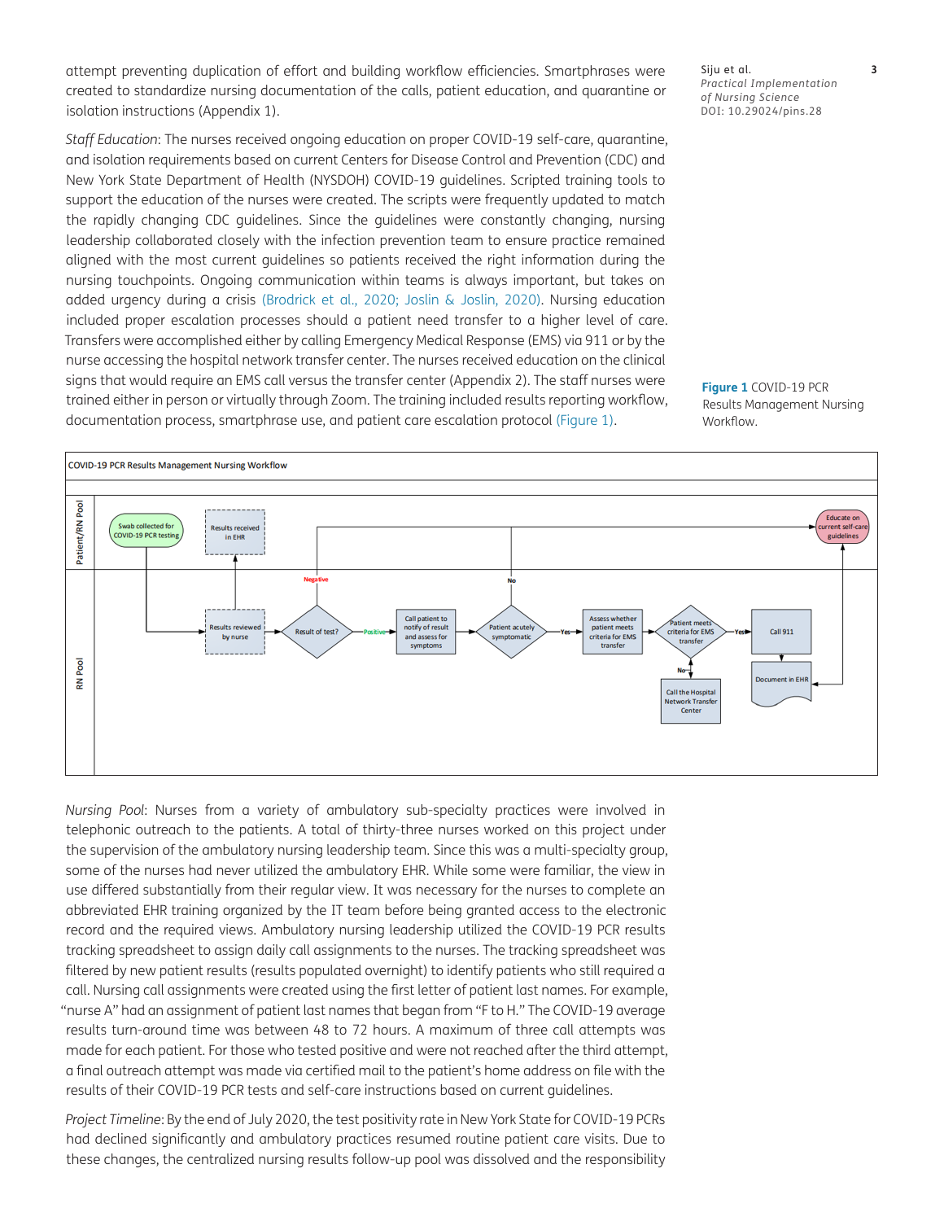attempt preventing duplication of effort and building workflow efficiencies. Smartphrases were created to standardize nursing documentation of the calls, patient education, and quarantine or isolation instructions (Appendix 1).

*Staff Education*: The nurses received ongoing education on proper COVID-19 self-care, quarantine, and isolation requirements based on current Centers for Disease Control and Prevention (CDC) and New York State Department of Health (NYSDOH) COVID-19 guidelines. Scripted training tools to support the education of the nurses were created. The scripts were frequently updated to match the rapidly changing CDC guidelines. Since the guidelines were constantly changing, nursing leadership collaborated closely with the infection prevention team to ensure practice remained aligned with the most current guidelines so patients received the right information during the nursing touchpoints. Ongoing communication within teams is always important, but takes on added urgency during a crisis (Brodrick et al., 2020; Joslin & Joslin, 2020). Nursing education included proper escalation processes should a patient need transfer to a higher level of care. Transfers were accomplished either by calling Emergency Medical Response (EMS) via 911 or by the nurse accessing the hospital network transfer center. The nurses received education on the clinical signs that would require an EMS call versus the transfer center (Appendix 2). The staff nurses were trained either in person or virtually through Zoom. The training included results reporting workflow, documentation process, smartphrase use, and patient care escalation protocol (Figure 1).

**Figure 1** COVID-19 PCR Results Management Nursing Workflow.

*Nursing Pool*: Nurses from a variety of ambulatory sub-specialty practices were involved in telephonic outreach to the patients. A total of thirty-three nurses worked on this project under the supervision of the ambulatory nursing leadership team. Since this was a multi-specialty group, some of the nurses had never utilized the ambulatory EHR. While some were familiar, the view in use differed substantially from their regular view. It was necessary for the nurses to complete an abbreviated EHR training organized by the IT team before being granted access to the electronic record and the required views. Ambulatory nursing leadership utilized the COVID-19 PCR results tracking spreadsheet to assign daily call assignments to the nurses. The tracking spreadsheet was filtered by new patient results (results populated overnight) to identify patients who still required a call. Nursing call assignments were created using the first letter of patient last names. For example, "nurse A" had an assignment of patient last names that began from "F to H." The COVID-19 average results turn-around time was between 48 to 72 hours. A maximum of three call attempts was made for each patient. For those who tested positive and were not reached after the third attempt, a final outreach attempt was made via certified mail to the patient's home address on file with the results of their COVID-19 PCR tests and self-care instructions based on current guidelines.

*Project Timeline*: By the end of July 2020, the test positivity rate in New York State for COVID-19 PCRs had declined significantly and ambulatory practices resumed routine patient care visits. Due to these changes, the centralized nursing results follow-up pool was dissolved and the responsibility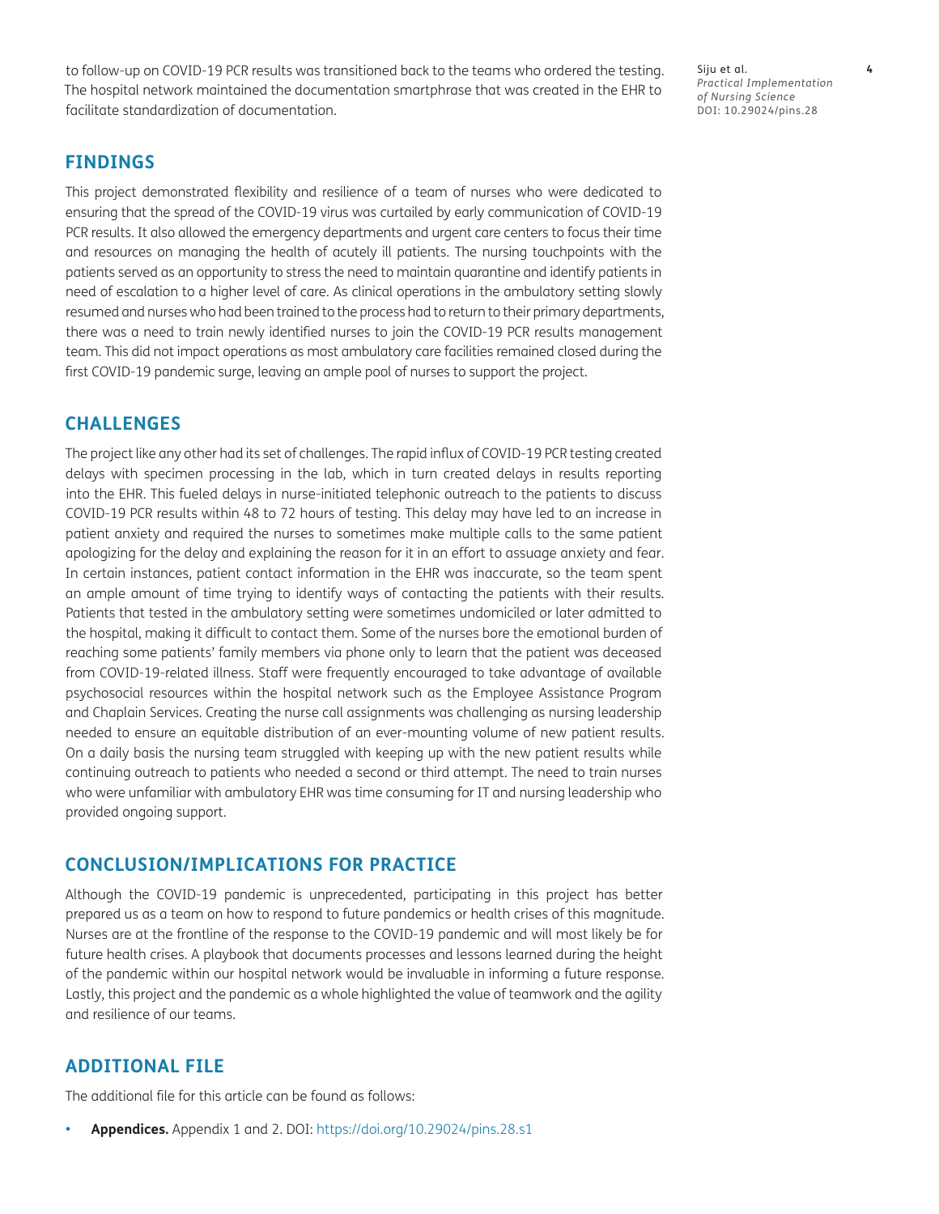to follow-up on COVID-19 PCR results was transitioned back to the teams who ordered the testing. The hospital network maintained the documentation smartphrase that was created in the EHR to facilitate standardization of documentation.

## FINDINGS

This project demonstrated flexibility and resilience of a team of nurses who were dedicated to ensuring that the spread of the COVID-19 virus was curtailed by early communication of COVID-19 PCR results. It also allowed the emergency departments and urgent care centers to focus their time and resources on managing the health of acutely ill patients. The nursing touchpoints with the patients served as an opportunity to stress the need to maintain quarantine and identify patients in need of escalation to a higher level of care. As clinical operations in the ambulatory setting slowly resumed and nurses who had been trained to the process had to return to their primary departments, there was a need to train newly identified nurses to join the COVID-19 PCR results management team. This did not impact operations as most ambulatory care facilities remained closed during the first COVID-19 pandemic surge, leaving an ample pool of nurses to support the project.

## CHALLENGES

The project like any other had its set of challenges. The rapid influx of COVID-19 PCR testing created delays with specimen processing in the lab, which in turn created delays in results reporting into the EHR. This fueled delays in nurse-initiated telephonic outreach to the patients to discuss COVID-19 PCR results within 48 to 72 hours of testing. This delay may have led to an increase in patient anxiety and required the nurses to sometimes make multiple calls to the same patient apologizing for the delay and explaining the reason for it in an effort to assuage anxiety and fear. In certain instances, patient contact information in the EHR was inaccurate, so the team spent an ample amount of time trying to identify ways of contacting the patients with their results. Patients that tested in the ambulatory setting were sometimes undomiciled or later admitted to the hospital, making it difficult to contact them. Some of the nurses bore the emotional burden of reaching some patients' family members via phone only to learn that the patient was deceased from COVID-19-related illness. Staff were frequently encouraged to take advantage of available psychosocial resources within the hospital network such as the Employee Assistance Program and Chaplain Services. Creating the nurse call assignments was challenging as nursing leadership needed to ensure an equitable distribution of an ever-mounting volume of new patient results. On a daily basis the nursing team struggled with keeping up with the new patient results while continuing outreach to patients who needed a second or third attempt. The need to train nurses who were unfamiliar with ambulatory EHR was time consuming for IT and nursing leadership who provided ongoing support.

## CONCLUSION/IMPLICATIONS FOR PRACTICE

Although the COVID-19 pandemic is unprecedented, participating in this project has better prepared us as a team on how to respond to future pandemics or health crises of this magnitude. Nurses are at the frontline of the response to the COVID-19 pandemic and will most likely be for future health crises. A playbook that documents processes and lessons learned during the height of the pandemic within our hospital network would be invaluable in informing a future response. Lastly, this project and the pandemic as a whole highlighted the value of teamwork and the agility and resilience of our teams.

## ADDITIONAL FILE

The additional file for this article can be found as follows:

- **Appendices.** Appendix 1 and 2. DOI: https://doi.org/10.29024/pins.28.s1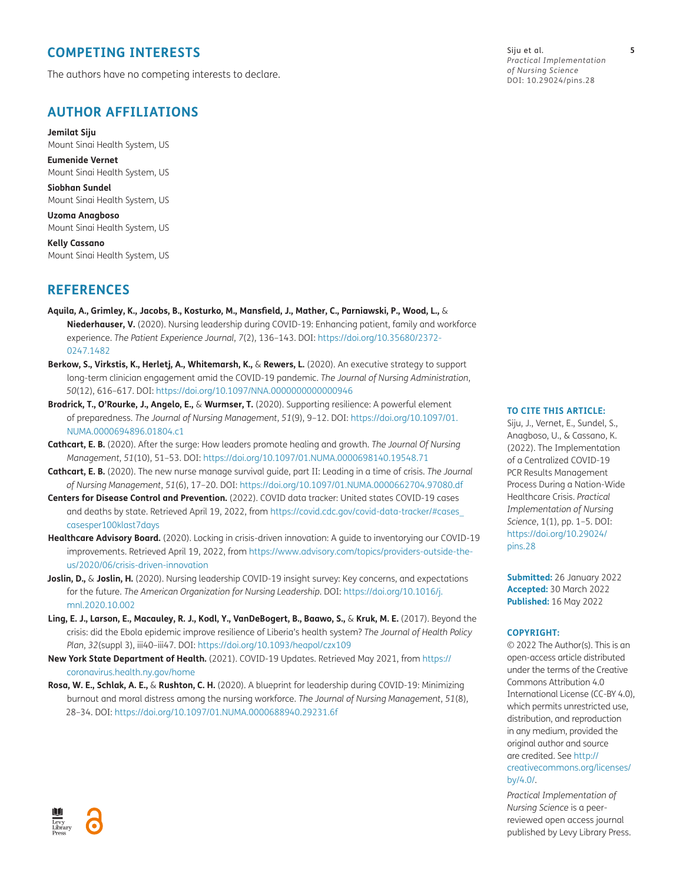## COMPETING INTERESTS

The authors have no competing interests to declare.

## AUTHOR AFFILIATIONS

**Jemilat Siju**
Mount Sinai Health System, US

**Eumenide Vernet**
Mount Sinai Health System, US

**Siobhan Sundel**
Mount Sinai Health System, US

**Uzoma Anagboso**
Mount Sinai Health System, US

**Kelly Cassano**
Mount Sinai Health System, US

## REFERENCES

**Aquila, A., Grimley, K., Jacobs, B., Kosturko, M., Mansfield, J., Mather, C., Parniawski, P., Wood, L.,** & **Niederhauser, V.** (2020). Nursing leadership during COVID-19: Enhancing patient, family and workforce experience. *The Patient Experience Journal*, *7*(2), 136–143. DOI: https://doi.org/10.35680/2372-0247.1482

**Berkow, S., Virkstis, K., Herletj, A., Whitemarsh, K.,** & **Rewers, L.** (2020). An executive strategy to support long-term clinician engagement amid the COVID-19 pandemic. *The Journal of Nursing Administration*, *50*(12), 616–617. DOI: https://doi.org/10.1097/NNA.0000000000000946

**Brodrick, T., O'Rourke, J., Angelo, E.,** & **Wurmser, T.** (2020). Supporting resilience: A powerful element of preparedness. *The Journal of Nursing Management*, *51*(9), 9–12. DOI: https://doi.org/10.1097/01.NUMA.0000694896.01804.c1

**Cathcart, E. B.** (2020). After the surge: How leaders promote healing and growth. *The Journal Of Nursing Management*, *51*(10), 51–53. DOI: https://doi.org/10.1097/01.NUMA.0000698140.19548.71

**Cathcart, E. B.** (2020). The new nurse manage survival guide, part II: Leading in a time of crisis. *The Journal of Nursing Management*, *51*(6), 17–20. DOI: https://doi.org/10.1097/01.NUMA.0000662704.97080.df

**Centers for Disease Control and Prevention.** (2022). COVID data tracker: United states COVID-19 cases and deaths by state. Retrieved April 19, 2022, from https://covid.cdc.gov/covid-data-tracker/#cases_casesper100klast7days

**Healthcare Advisory Board.** (2020). Locking in crisis-driven innovation: A guide to inventorying our COVID-19 improvements. Retrieved April 19, 2022, from https://www.advisory.com/topics/providers-outside-the-us/2020/06/crisis-driven-innovation

**Joslin, D.,** & **Joslin, H.** (2020). Nursing leadership COVID-19 insight survey: Key concerns, and expectations for the future. *The American Organization for Nursing Leadership*. DOI: https://doi.org/10.1016/j.mnl.2020.10.002

**Ling, E. J., Larson, E., Macauley, R. J., Kodl, Y., VanDeBogert, B., Baawo, S.,** & **Kruk, M. E.** (2017). Beyond the crisis: did the Ebola epidemic improve resilience of Liberia's health system? *The Journal of Health Policy Plan*, *32*(suppl 3), iii40–iii47. DOI: https://doi.org/10.1093/heapol/czx109

**New York State Department of Health.** (2021). COVID-19 Updates. Retrieved May 2021, from https://coronavirus.health.ny.gov/home

**Rosa, W. E., Schlak, A. E.,** & **Rushton, C. H.** (2020). A blueprint for leadership during COVID-19: Minimizing burnout and moral distress among the nursing workforce. *The Journal of Nursing Management*, *51*(8), 28–34. DOI: https://doi.org/10.1097/01.NUMA.0000688940.29231.6f

**TO CITE THIS ARTICLE:**

Siju, J., Vernet, E., Sundel, S., Anagboso, U., & Cassano, K. (2022). The Implementation of a Centralized COVID-19 PCR Results Management Process During a Nation-Wide Healthcare Crisis. *Practical Implementation of Nursing Science*, 1(1), pp. 1–5. DOI: https://doi.org/10.29024/pins.28

**Submitted:** 26 January 2022
**Accepted:** 30 March 2022
**Published:** 16 May 2022

**COPYRIGHT:**

© 2022 The Author(s). This is an open-access article distributed under the terms of the Creative Commons Attribution 4.0 International License (CC-BY 4.0), which permits unrestricted use, distribution, and reproduction in any medium, provided the original author and source are credited. See http://creativecommons.org/licenses/by/4.0/.

*Practical Implementation of Nursing Science* is a peer-reviewed open access journal published by Levy Library Press.